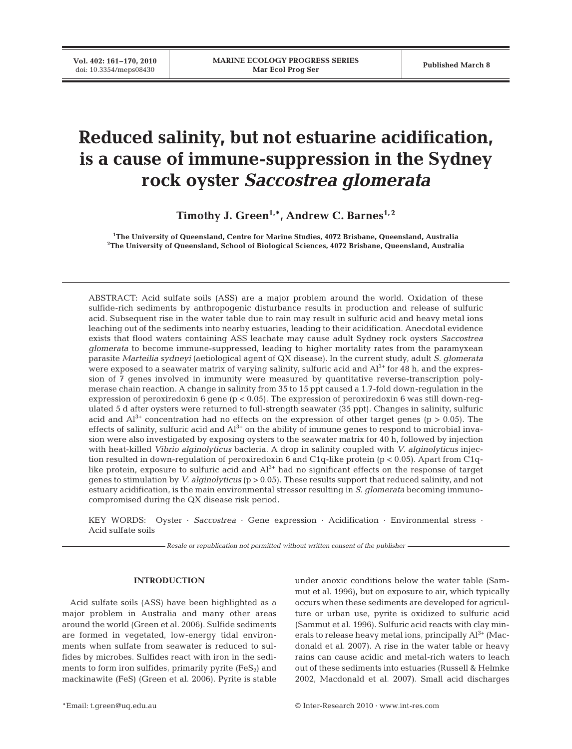# Reduced salinity, but not estuarine acidification, is a cause of immune-suppression in the Sydney rock oyster *Saccostrea glomerata*

**Timothy J. Green[1,*], Andrew C. Barnes[1,2]**

[1]The University of Queensland, Centre for Marine Studies, 4072 Brisbane, Queensland, Australia
[2]The University of Queensland, School of Biological Sciences, 4072 Brisbane, Queensland, Australia

ABSTRACT: Acid sulfate soils (ASS) are a major problem around the world. Oxidation of these sulfide-rich sediments by anthropogenic disturbance results in production and release of sulfuric acid. Subsequent rise in the water table due to rain may result in sulfuric acid and heavy metal ions leaching out of the sediments into nearby estuaries, leading to their acidification. Anecdotal evidence exists that flood waters containing ASS leachate may cause adult Sydney rock oysters *Saccostrea glomerata* to become immune-suppressed, leading to higher mortality rates from the paramyxean parasite *Marteilia sydneyi* (aetiological agent of QX disease). In the current study, adult *S. glomerata* were exposed to a seawater matrix of varying salinity, sulfuric acid and $Al^{3+}$ for 48 h, and the expression of 7 genes involved in immunity were measured by quantitative reverse-transcription polymerase chain reaction. A change in salinity from 35 to 15 ppt caused a 1.7-fold down-regulation in the expression of peroxiredoxin 6 gene ($p < 0.05$). The expression of peroxiredoxin 6 was still down-regulated 5 d after oysters were returned to full-strength seawater (35 ppt). Changes in salinity, sulfuric acid and $Al^{3+}$ concentration had no effects on the expression of other target genes ($p > 0.05$). The effects of salinity, sulfuric acid and $Al^{3+}$ on the ability of immune genes to respond to microbial invasion were also investigated by exposing oysters to the seawater matrix for 40 h, followed by injection with heat-killed *Vibrio alginolyticus* bacteria. A drop in salinity coupled with *V. alginolyticus* injection resulted in down-regulation of peroxiredoxin 6 and C1q-like protein ($p < 0.05$). Apart from C1q-like protein, exposure to sulfuric acid and $Al^{3+}$ had no significant effects on the response of target genes to stimulation by *V. alginolyticus* ($p > 0.05$). These results support that reduced salinity, and not estuary acidification, is the main environmental stressor resulting in *S. glomerata* becoming immunocompromised during the QX disease risk period.

KEY WORDS: Oyster · *Saccostrea* · Gene expression · Acidification · Environmental stress · Acid sulfate soils

*Resale or republication not permitted without written consent of the publisher*

## INTRODUCTION

Acid sulfate soils (ASS) have been highlighted as a major problem in Australia and many other areas around the world (Green et al. 2006). Sulfide sediments are formed in vegetated, low-energy tidal environments when sulfate from seawater is reduced to sulfides by microbes. Sulfides react with iron in the sediments to form iron sulfides, primarily pyrite ($FeS_2$) and mackinawite ($FeS$) (Green et al. 2006). Pyrite is stable under anoxic conditions below the water table (Sammut et al. 1996), but on exposure to air, which typically occurs when these sediments are developed for agriculture or urban use, pyrite is oxidized to sulfuric acid (Sammut et al. 1996). Sulfuric acid reacts with clay minerals to release heavy metal ions, principally $Al^{3+}$ (Macdonald et al. 2007). A rise in the water table or heavy rains can cause acidic and metal-rich waters to leach out of these sediments into estuaries (Russell & Helmke 2002, Macdonald et al. 2007). Small acid discharges

*Email: t.green@uq.edu.au

© Inter-Research 2010 · www.int-res.com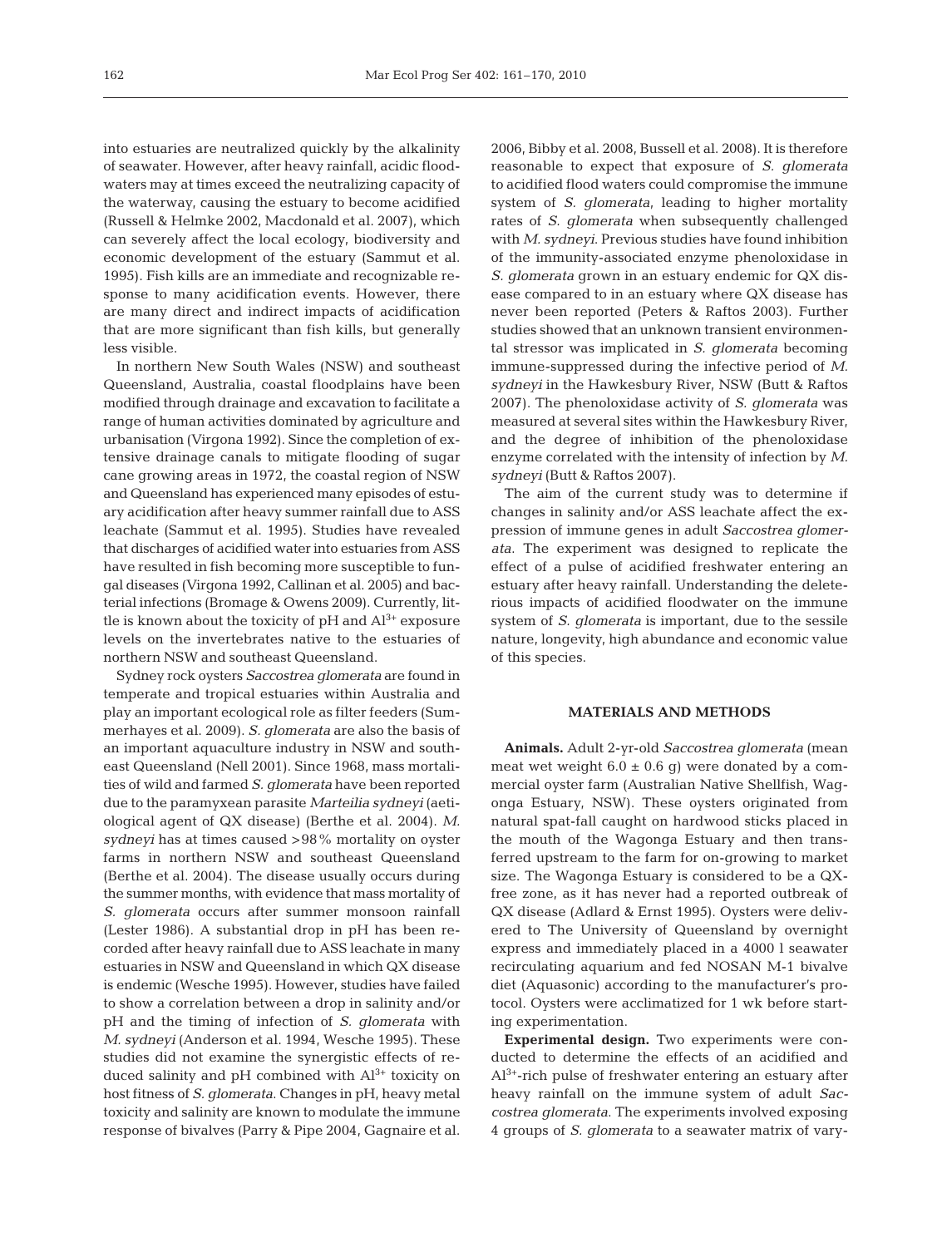into estuaries are neutralized quickly by the alkalinity of seawater. However, after heavy rainfall, acidic floodwaters may at times exceed the neutralizing capacity of the waterway, causing the estuary to become acidified (Russell & Helmke 2002, Macdonald et al. 2007), which can severely affect the local ecology, biodiversity and economic development of the estuary (Sammut et al. 1995). Fish kills are an immediate and recognizable response to many acidification events. However, there are many direct and indirect impacts of acidification that are more significant than fish kills, but generally less visible.

In northern New South Wales (NSW) and southeast Queensland, Australia, coastal floodplains have been modified through drainage and excavation to facilitate a range of human activities dominated by agriculture and urbanisation (Virgona 1992). Since the completion of extensive drainage canals to mitigate flooding of sugar cane growing areas in 1972, the coastal region of NSW and Queensland has experienced many episodes of estuary acidification after heavy summer rainfall due to ASS leachate (Sammut et al. 1995). Studies have revealed that discharges of acidified water into estuaries from ASS have resulted in fish becoming more susceptible to fungal diseases (Virgona 1992, Callinan et al. 2005) and bacterial infections (Bromage & Owens 2009). Currently, little is known about the toxicity of pH and $Al^{3+}$ exposure levels on the invertebrates native to the estuaries of northern NSW and southeast Queensland.

Sydney rock oysters *Saccostrea glomerata* are found in temperate and tropical estuaries within Australia and play an important ecological role as filter feeders (Summerhayes et al. 2009). *S. glomerata* are also the basis of an important aquaculture industry in NSW and southeast Queensland (Nell 2001). Since 1968, mass mortalities of wild and farmed *S. glomerata* have been reported due to the paramyxean parasite *Marteilia sydneyi* (aetiological agent of QX disease) (Berthe et al. 2004). *M. sydneyi* has at times caused >98% mortality on oyster farms in northern NSW and southeast Queensland (Berthe et al. 2004). The disease usually occurs during the summer months, with evidence that mass mortality of *S. glomerata* occurs after summer monsoon rainfall (Lester 1986). A substantial drop in pH has been recorded after heavy rainfall due to ASS leachate in many estuaries in NSW and Queensland in which QX disease is endemic (Wesche 1995). However, studies have failed to show a correlation between a drop in salinity and/or pH and the timing of infection of *S. glomerata* with *M. sydneyi* (Anderson et al. 1994, Wesche 1995). These studies did not examine the synergistic effects of reduced salinity and pH combined with $Al^{3+}$ toxicity on host fitness of *S. glomerata*. Changes in pH, heavy metal toxicity and salinity are known to modulate the immune response of bivalves (Parry & Pipe 2004, Gagnaire et al. 2006, Bibby et al. 2008, Bussell et al. 2008). It is therefore reasonable to expect that exposure of *S. glomerata* to acidified flood waters could compromise the immune system of *S. glomerata*, leading to higher mortality rates of *S. glomerata* when subsequently challenged with *M. sydneyi*. Previous studies have found inhibition of the immunity-associated enzyme phenoloxidase in *S. glomerata* grown in an estuary endemic for QX disease compared to in an estuary where QX disease has never been reported (Peters & Raftos 2003). Further studies showed that an unknown transient environmental stressor was implicated in *S. glomerata* becoming immune-suppressed during the infective period of *M. sydneyi* in the Hawkesbury River, NSW (Butt & Raftos 2007). The phenoloxidase activity of *S. glomerata* was measured at several sites within the Hawkesbury River, and the degree of inhibition of the phenoloxidase enzyme correlated with the intensity of infection by *M. sydneyi* (Butt & Raftos 2007).

The aim of the current study was to determine if changes in salinity and/or ASS leachate affect the expression of immune genes in adult *Saccostrea glomerata*. The experiment was designed to replicate the effect of a pulse of acidified freshwater entering an estuary after heavy rainfall. Understanding the deleterious impacts of acidified floodwater on the immune system of *S. glomerata* is important, due to the sessile nature, longevity, high abundance and economic value of this species.

## MATERIALS AND METHODS

**Animals.** Adult 2-yr-old *Saccostrea glomerata* (mean meat wet weight $6.0 \pm 0.6$ g) were donated by a commercial oyster farm (Australian Native Shellfish, Wagonga Estuary, NSW). These oysters originated from natural spat-fall caught on hardwood sticks placed in the mouth of the Wagonga Estuary and then transferred upstream to the farm for on-growing to market size. The Wagonga Estuary is considered to be a QX-free zone, as it has never had a reported outbreak of QX disease (Adlard & Ernst 1995). Oysters were delivered to The University of Queensland by overnight express and immediately placed in a 4000 l seawater recirculating aquarium and fed NOSAN M-1 bivalve diet (Aquasonic) according to the manufacturer's protocol. Oysters were acclimatized for 1 wk before starting experimentation.

**Experimental design.** Two experiments were conducted to determine the effects of an acidified and $Al^{3+}$-rich pulse of freshwater entering an estuary after heavy rainfall on the immune system of adult *Saccostrea glomerata*. The experiments involved exposing 4 groups of *S. glomerata* to a seawater matrix of vary-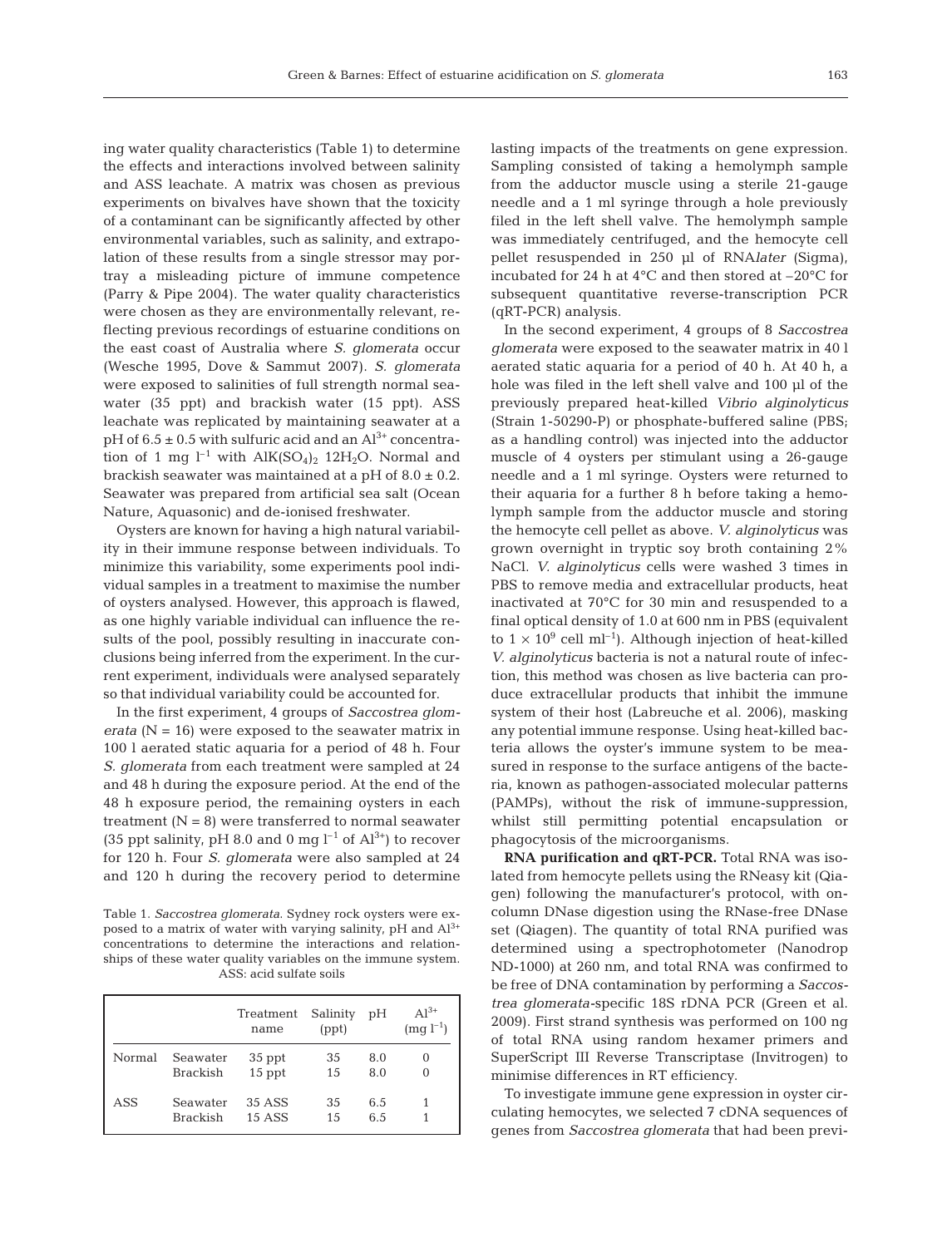ing water quality characteristics (Table 1) to determine the effects and interactions involved between salinity and ASS leachate. A matrix was chosen as previous experiments on bivalves have shown that the toxicity of a contaminant can be significantly affected by other environmental variables, such as salinity, and extrapolation of these results from a single stressor may portray a misleading picture of immune competence (Parry & Pipe 2004). The water quality characteristics were chosen as they are environmentally relevant, reflecting previous recordings of estuarine conditions on the east coast of Australia where *S. glomerata* occur (Wesche 1995, Dove & Sammut 2007). *S. glomerata* were exposed to salinities of full strength normal seawater (35 ppt) and brackish water (15 ppt). ASS leachate was replicated by maintaining seawater at a pH of 6.5 ± 0.5 with sulfuric acid and an $Al^{3+}$ concentration of 1 mg $l^{-1}$ with $AlK(SO_4)_2$ $12H_2O$. Normal and brackish seawater was maintained at a pH of 8.0 ± 0.2. Seawater was prepared from artificial sea salt (Ocean Nature, Aquasonic) and de-ionised freshwater.

Oysters are known for having a high natural variability in their immune response between individuals. To minimize this variability, some experiments pool individual samples in a treatment to maximise the number of oysters analysed. However, this approach is flawed, as one highly variable individual can influence the results of the pool, possibly resulting in inaccurate conclusions being inferred from the experiment. In the current experiment, individuals were analysed separately so that individual variability could be accounted for.

In the first experiment, 4 groups of *Saccostrea glomerata* (N = 16) were exposed to the seawater matrix in 100 l aerated static aquaria for a period of 48 h. Four *S. glomerata* from each treatment were sampled at 24 and 48 h during the exposure period. At the end of the 48 h exposure period, the remaining oysters in each treatment (N = 8) were transferred to normal seawater (35 ppt salinity, pH 8.0 and 0 mg $l^{-1}$ of $Al^{3+}$) to recover for 120 h. Four *S. glomerata* were also sampled at 24 and 120 h during the recovery period to determine lasting impacts of the treatments on gene expression. Sampling consisted of taking a hemolymph sample from the adductor muscle using a sterile 21-gauge needle and a 1 ml syringe through a hole previously filed in the left shell valve. The hemolymph sample was immediately centrifuged, and the hemocyte cell pellet resuspended in 250 µl of RNA*later* (Sigma), incubated for 24 h at 4°C and then stored at –20°C for subsequent quantitative reverse-transcription PCR (qRT-PCR) analysis.

Table 1. *Saccostrea glomerata.* Sydney rock oysters were exposed to a matrix of water with varying salinity, pH and $Al^{3+}$ concentrations to determine the interactions and relationships of these water quality variables on the immune system. ASS: acid sulfate soils

| | | Treatment name | Salinity (ppt) | pH | $Al^{3+}$ (mg $l^{-1}$) |
|---|---|---|---|---|---|
| Normal | Seawater | 35 ppt | 35 | 8.0 | 0 |
| | Brackish | 15 ppt | 15 | 8.0 | 0 |
| ASS | Seawater | 35 ASS | 35 | 6.5 | 1 |
| | Brackish | 15 ASS | 15 | 6.5 | 1 |

In the second experiment, 4 groups of 8 *Saccostrea glomerata* were exposed to the seawater matrix in 40 l aerated static aquaria for a period of 40 h. At 40 h, a hole was filed in the left shell valve and 100 µl of the previously prepared heat-killed *Vibrio alginolyticus* (Strain 1-50290-P) or phosphate-buffered saline (PBS; as a handling control) was injected into the adductor muscle of 4 oysters per stimulant using a 26-gauge needle and a 1 ml syringe. Oysters were returned to their aquaria for a further 8 h before taking a hemolymph sample from the adductor muscle and storing the hemocyte cell pellet as above. *V. alginolyticus* was grown overnight in tryptic soy broth containing 2% NaCl. *V. alginolyticus* cells were washed 3 times in PBS to remove media and extracellular products, heat inactivated at 70°C for 30 min and resuspended to a final optical density of 1.0 at 600 nm in PBS (equivalent to $1 \times 10^9$ cell $ml^{-1}$). Although injection of heat-killed *V. alginolyticus* bacteria is not a natural route of infection, this method was chosen as live bacteria can produce extracellular products that inhibit the immune system of their host (Labreuche et al. 2006), masking any potential immune response. Using heat-killed bacteria allows the oyster's immune system to be measured in response to the surface antigens of the bacteria, known as pathogen-associated molecular patterns (PAMPs), without the risk of immune-suppression, whilst still permitting potential encapsulation or phagocytosis of the microorganisms.

**RNA purification and qRT-PCR.** Total RNA was isolated from hemocyte pellets using the RNeasy kit (Qiagen) following the manufacturer's protocol, with on-column DNase digestion using the RNase-free DNase set (Qiagen). The quantity of total RNA purified was determined using a spectrophotometer (Nanodrop ND-1000) at 260 nm, and total RNA was confirmed to be free of DNA contamination by performing a *Saccostrea glomerata*-specific 18S rDNA PCR (Green et al. 2009). First strand synthesis was performed on 100 ng of total RNA using random hexamer primers and SuperScript III Reverse Transcriptase (Invitrogen) to minimise differences in RT efficiency.

To investigate immune gene expression in oyster circulating hemocytes, we selected 7 cDNA sequences of genes from *Saccostrea glomerata* that had been previ-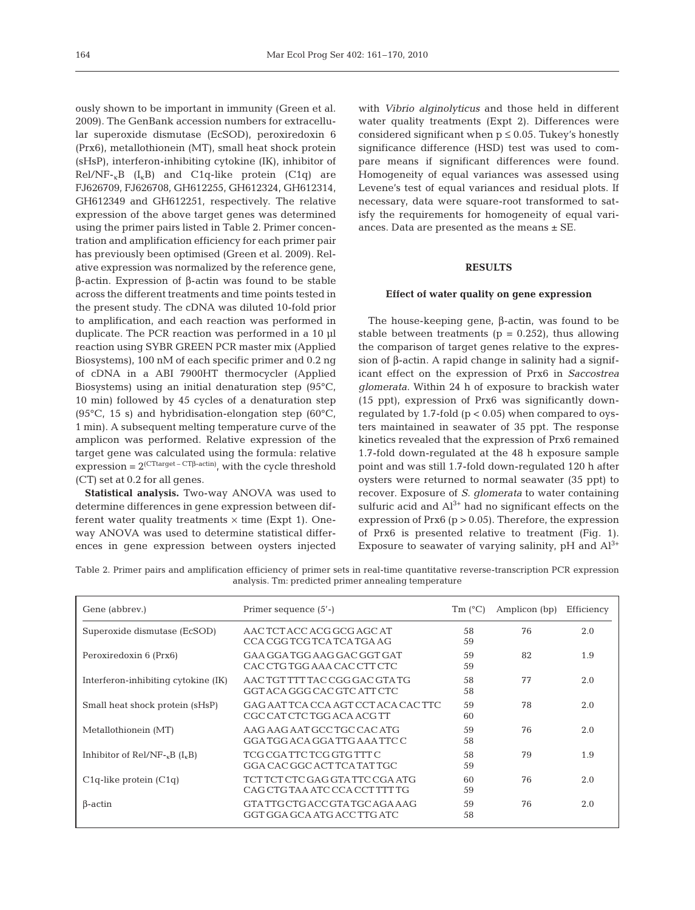ously shown to be important in immunity (Green et al. 2009). The GenBank accession numbers for extracellular superoxide dismutase (EcSOD), peroxiredoxin 6 (Prx6), metallothionein (MT), small heat shock protein (sHsP), interferon-inhibiting cytokine (IK), inhibitor of Rel/NF-$_{\kappa}$B ($I_{\kappa}B$) and C1q-like protein (C1q) are FJ626709, FJ626708, GH612255, GH612324, GH612314, GH612349 and GH612251, respectively. The relative expression of the above target genes was determined using the primer pairs listed in Table 2. Primer concentration and amplification efficiency for each primer pair has previously been optimised (Green et al. 2009). Relative expression was normalized by the reference gene, β-actin. Expression of β-actin was found to be stable across the different treatments and time points tested in the present study. The cDNA was diluted 10-fold prior to amplification, and each reaction was performed in duplicate. The PCR reaction was performed in a 10 µl reaction using SYBR GREEN PCR master mix (Applied Biosystems), 100 nM of each specific primer and 0.2 ng of cDNA in a ABI 7900HT thermocycler (Applied Biosystems) using an initial denaturation step (95°C, 10 min) followed by 45 cycles of a denaturation step (95°C, 15 s) and hybridisation-elongation step (60°C, 1 min). A subsequent melting temperature curve of the amplicon was performed. Relative expression of the target gene was calculated using the formula: relative expression = $2^{(CT_{target} - CT_{\beta\text{-actin}})}$, with the cycle threshold (CT) set at 0.2 for all genes.

**Statistical analysis.** Two-way ANOVA was used to determine differences in gene expression between different water quality treatments × time (Expt 1). One-way ANOVA was used to determine statistical differences in gene expression between oysters injected with *Vibrio alginolyticus* and those held in different water quality treatments (Expt 2). Differences were considered significant when $p \leq 0.05$. Tukey's honestly significance difference (HSD) test was used to compare means if significant differences were found. Homogeneity of equal variances was assessed using Levene's test of equal variances and residual plots. If necessary, data were square-root transformed to satisfy the requirements for homogeneity of equal variances. Data are presented as the means ± SE.

## RESULTS

### Effect of water quality on gene expression

The house-keeping gene, β-actin, was found to be stable between treatments ($p = 0.252$), thus allowing the comparison of target genes relative to the expression of β-actin. A rapid change in salinity had a significant effect on the expression of Prx6 in *Saccostrea glomerata*. Within 24 h of exposure to brackish water (15 ppt), expression of Prx6 was significantly down-regulated by 1.7-fold ($p < 0.05$) when compared to oysters maintained in seawater of 35 ppt. The response kinetics revealed that the expression of Prx6 remained 1.7-fold down-regulated at the 48 h exposure sample point and was still 1.7-fold down-regulated 120 h after oysters were returned to normal seawater (35 ppt) to recover. Exposure of *S. glomerata* to water containing sulfuric acid and $Al^{3+}$ had no significant effects on the expression of Prx6 ($p > 0.05$). Therefore, the expression of Prx6 is presented relative to treatment (Fig. 1). Exposure to seawater of varying salinity, pH and $Al^{3+}$

Table 2. Primer pairs and amplification efficiency of primer sets in real-time quantitative reverse-transcription PCR expression analysis. Tm: predicted primer annealing temperature

| Gene (abbrev.) | Primer sequence (5'-) | Tm (°C) | Amplicon (bp) | Efficiency |
|---|---|---|---|---|
| Superoxide dismutase (EcSOD) | AAC TCT ACC ACG GCG AGC AT<br>CCA CGG TCG TCA TCA TGA AG | 58<br>59 | 76 | 2.0 |
| Peroxiredoxin 6 (Prx6) | GAA GGA TGG AAG GAC GGT GAT<br>CAC CTG TGG AAA CAC CTT CTC | 59<br>59 | 82 | 1.9 |
| Interferon-inhibiting cytokine (IK) | AAC TGT TTT TAC CGG GAC GTA TG<br>GGT ACA GGG CAC GTC ATT CTC | 58<br>58 | 77 | 2.0 |
| Small heat shock protein (sHsP) | GAG AAT TCA CCA AGT CCT ACA CAC TTC<br>CGC CAT CTC TGG ACA ACG TT | 59<br>60 | 78 | 2.0 |
| Metallothionein (MT) | AAG AAG AAT GCC TGC CAC ATG<br>GGA TGG ACA GGA TTG AAA TTC C | 59<br>58 | 76 | 2.0 |
| Inhibitor of Rel/NF-$_{\kappa}$B ($I_{\kappa}B$) | TCG CGA TTC TCG GTG TTT C<br>GGA CAC GGC ACT TCA TAT TGC | 58<br>59 | 79 | 1.9 |
| C1q-like protein (C1q) | TCT TCT CTC GAG GTA TTC CGA ATG<br>CAG CTG TAA ATC CCA CCT TTT TG | 60<br>59 | 76 | 2.0 |
| β-actin | GTA TTG CTG ACC GTA TGC AGA AAG<br>GGT GGA GCA ATG ACC TTG ATC | 59<br>58 | 76 | 2.0 |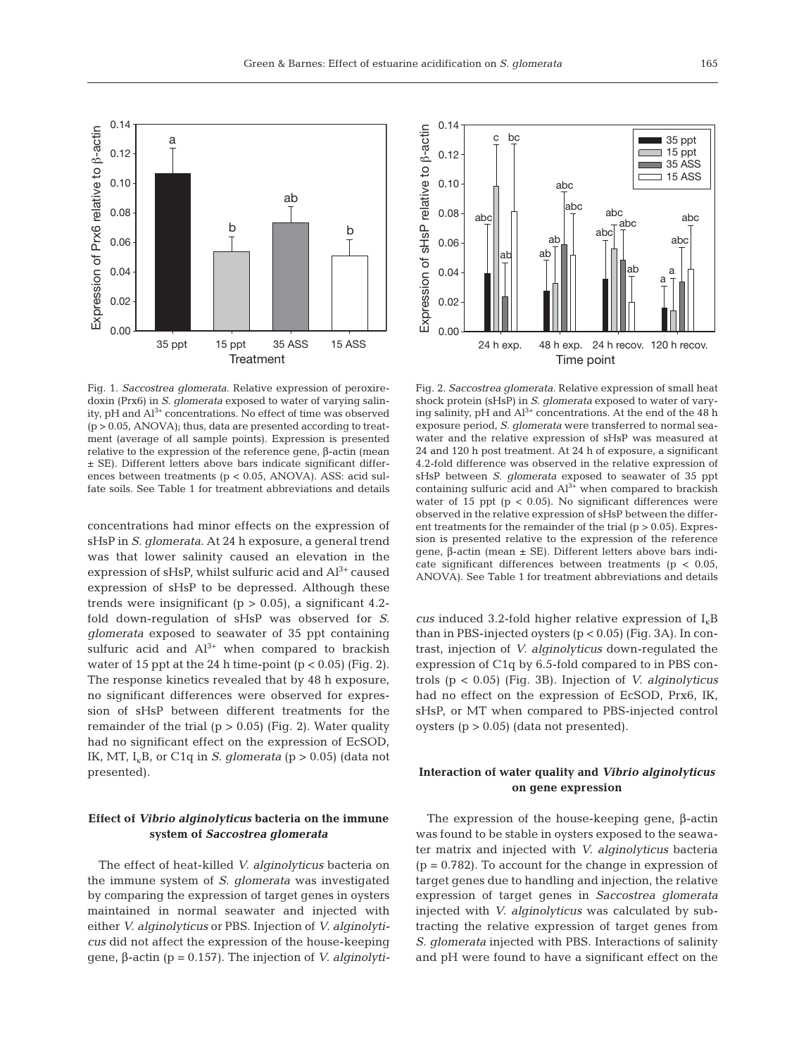Fig. 1. *Saccostrea glomerata*. Relative expression of peroxiredoxin (Prx6) in *S. glomerata* exposed to water of varying salinity, pH and $Al^{3+}$ concentrations. No effect of time was observed ($p > 0.05$, ANOVA); thus, data are presented according to treatment (average of all sample points). Expression is presented relative to the expression of the reference gene, β-actin (mean ± SE). Different letters above bars indicate significant differences between treatments ($p < 0.05$, ANOVA). ASS: acid sulfate soils. See Table 1 for treatment abbreviations and details

Fig. 2. *Saccostrea glomerata*. Relative expression of small heat shock protein (sHsP) in *S. glomerata* exposed to water of varying salinity, pH and $Al^{3+}$ concentrations. At the end of the 48 h exposure period, *S. glomerata* were transferred to normal seawater and the relative expression of sHsP was measured at 24 and 120 h post treatment. At 24 h of exposure, a significant 4.2-fold difference was observed in the relative expression of sHsP between *S. glomerata* exposed to seawater of 35 ppt containing sulfuric acid and $Al^{3+}$ when compared to brackish water of 15 ppt ($p < 0.05$). No significant differences were observed in the relative expression of sHsP between the different treatments for the remainder of the trial ($p > 0.05$). Expression is presented relative to the expression of the reference gene, β-actin (mean ± SE). Different letters above bars indicate significant differences between treatments ($p < 0.05$, ANOVA). See Table 1 for treatment abbreviations and details

concentrations had minor effects on the expression of sHsP in *S. glomerata*. At 24 h exposure, a general trend was that lower salinity caused an elevation in the expression of sHsP, whilst sulfuric acid and $Al^{3+}$ caused expression of sHsP to be depressed. Although these trends were insignificant ($p > 0.05$), a significant 4.2-fold down-regulation of sHsP was observed for *S. glomerata* exposed to seawater of 35 ppt containing sulfuric acid and $Al^{3+}$ when compared to brackish water of 15 ppt at the 24 h time-point ($p < 0.05$) (Fig. 2). The response kinetics revealed that by 48 h exposure, no significant differences were observed for expression of sHsP between different treatments for the remainder of the trial ($p > 0.05$) (Fig. 2). Water quality had no significant effect on the expression of EcSOD, IK, MT, $I_{\kappa}B$, or C1q in *S. glomerata* ($p > 0.05$) (data not presented).

### Effect of *Vibrio alginolyticus* bacteria on the immune system of *Saccostrea glomerata*

The effect of heat-killed *V. alginolyticus* bacteria on the immune system of *S. glomerata* was investigated by comparing the expression of target genes in oysters maintained in normal seawater and injected with either *V. alginolyticus* or PBS. Injection of *V. alginolyticus* did not affect the expression of the house-keeping gene, β-actin ($p = 0.157$). The injection of *V. alginolyticus* induced 3.2-fold higher relative expression of $I_{\kappa}B$ than in PBS-injected oysters ($p < 0.05$) (Fig. 3A). In contrast, injection of *V. alginolyticus* down-regulated the expression of C1q by 6.5-fold compared to in PBS controls ($p < 0.05$) (Fig. 3B). Injection of *V. alginolyticus* had no effect on the expression of EcSOD, Prx6, IK, sHsP, or MT when compared to PBS-injected control oysters ($p > 0.05$) (data not presented).

### Interaction of water quality and *Vibrio alginolyticus* on gene expression

The expression of the house-keeping gene, β-actin was found to be stable in oysters exposed to the seawater matrix and injected with *V. alginolyticus* bacteria ($p = 0.782$). To account for the change in expression of target genes due to handling and injection, the relative expression of target genes in *Saccostrea glomerata* injected with *V. alginolyticus* was calculated by subtracting the relative expression of target genes from *S. glomerata* injected with PBS. Interactions of salinity and pH were found to have a significant effect on the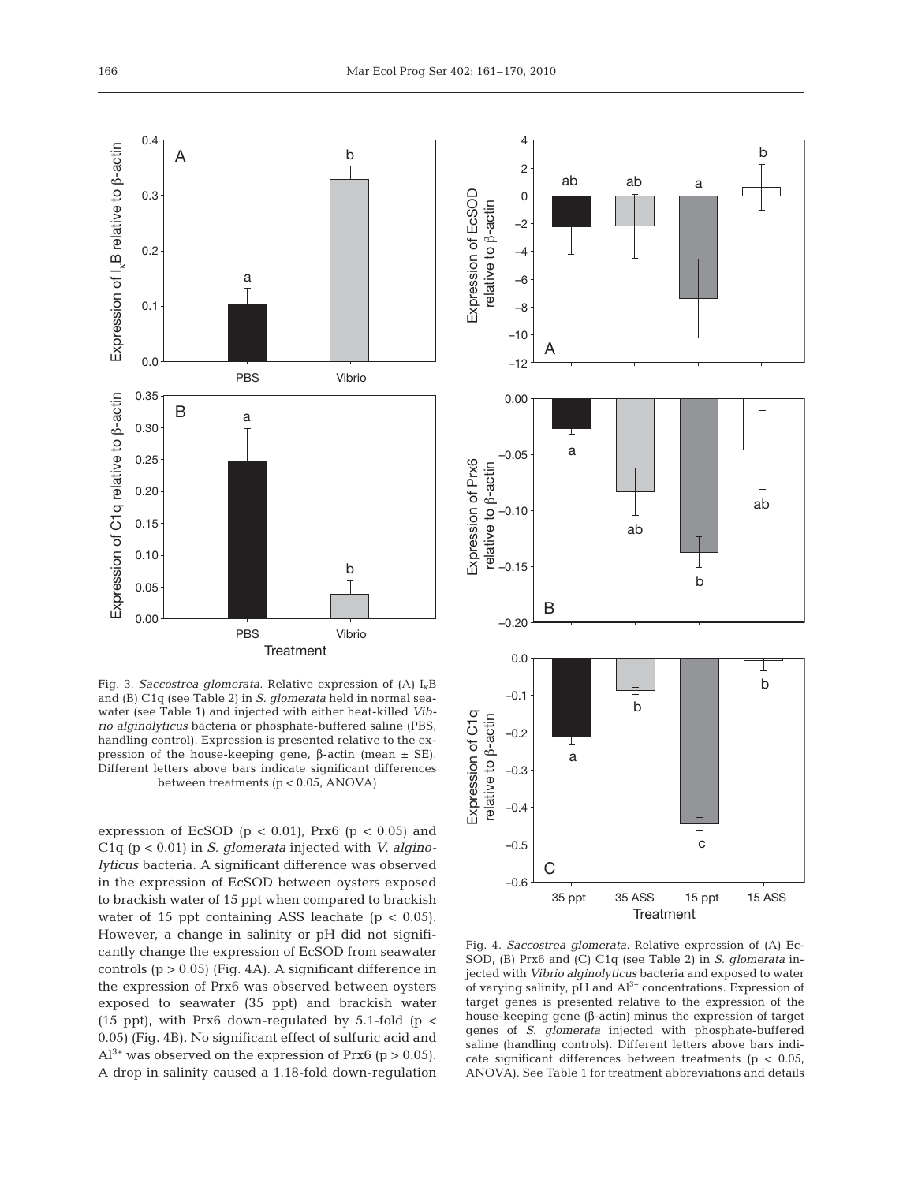Fig. 3. *Saccostrea glomerata*. Relative expression of (A) $I_{\kappa}B$ and (B) C1q (see Table 2) in *S. glomerata* held in normal seawater (see Table 1) and injected with either heat-killed *Vibrio alginolyticus* bacteria or phosphate-buffered saline (PBS; handling control). Expression is presented relative to the expression of the house-keeping gene, β-actin (mean ± SE). Different letters above bars indicate significant differences between treatments ($p < 0.05$, ANOVA)

Fig. 4. *Saccostrea glomerata*. Relative expression of (A) EcSOD, (B) Prx6 and (C) C1q (see Table 2) in *S. glomerata* injected with *Vibrio alginolyticus* bacteria and exposed to water of varying salinity, pH and $Al^{3+}$ concentrations. Expression of target genes is presented relative to the expression of the house-keeping gene (β-actin) minus the expression of target genes of *S. glomerata* injected with phosphate-buffered saline (handling controls). Different letters above bars indicate significant differences between treatments ($p < 0.05$, ANOVA). See Table 1 for treatment abbreviations and details

expression of EcSOD ($p < 0.01$), Prx6 ($p < 0.05$) and C1q ($p < 0.01$) in *S. glomerata* injected with *V. alginolyticus* bacteria. A significant difference was observed in the expression of EcSOD between oysters exposed to brackish water of 15 ppt when compared to brackish water of 15 ppt containing ASS leachate ($p < 0.05$). However, a change in salinity or pH did not significantly change the expression of EcSOD from seawater controls ($p > 0.05$) (Fig. 4A). A significant difference in the expression of Prx6 was observed between oysters exposed to seawater (35 ppt) and brackish water (15 ppt), with Prx6 down-regulated by 5.1-fold ($p < 0.05$) (Fig. 4B). No significant effect of sulfuric acid and $Al^{3+}$ was observed on the expression of Prx6 ($p > 0.05$). A drop in salinity caused a 1.18-fold down-regulation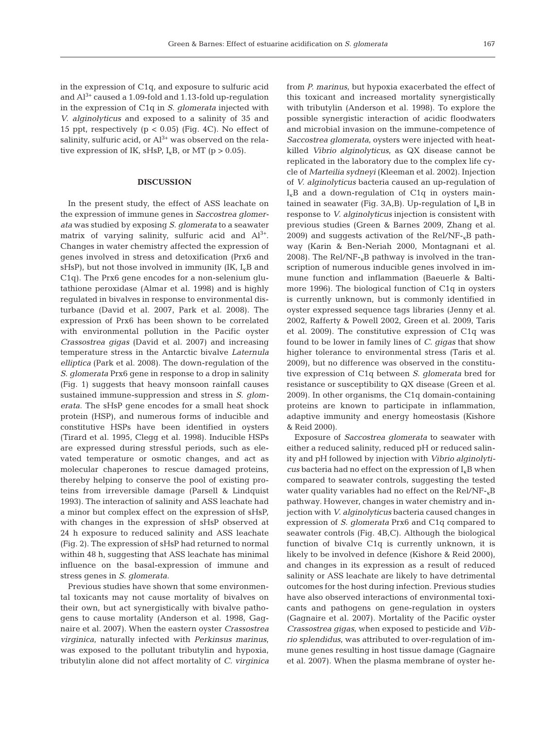in the expression of C1q, and exposure to sulfuric acid and $Al^{3+}$ caused a 1.09-fold and 1.13-fold up-regulation in the expression of C1q in *S. glomerata* injected with *V. alginolyticus* and exposed to a salinity of 35 and 15 ppt, respectively ($p < 0.05$) (Fig. 4C). No effect of salinity, sulfuric acid, or $Al^{3+}$ was observed on the relative expression of IK, sHsP, $I_{\kappa}B$, or MT ($p > 0.05$).

## DISCUSSION

In the present study, the effect of ASS leachate on the expression of immune genes in *Saccostrea glomerata* was studied by exposing *S. glomerata* to a seawater matrix of varying salinity, sulfuric acid and $Al^{3+}$. Changes in water chemistry affected the expression of genes involved in stress and detoxification (Prx6 and sHsP), but not those involved in immunity (IK, $I_{\kappa}B$ and C1q). The Prx6 gene encodes for a non-selenium glutathione peroxidase (Almar et al. 1998) and is highly regulated in bivalves in response to environmental disturbance (David et al. 2007, Park et al. 2008). The expression of Prx6 has been shown to be correlated with environmental pollution in the Pacific oyster *Crassostrea gigas* (David et al. 2007) and increasing temperature stress in the Antarctic bivalve *Laternula elliptica* (Park et al. 2008). The down-regulation of the *S. glomerata* Prx6 gene in response to a drop in salinity (Fig. 1) suggests that heavy monsoon rainfall causes sustained immune-suppression and stress in *S. glomerata*. The sHsP gene encodes for a small heat shock protein (HSP), and numerous forms of inducible and constitutive HSPs have been identified in oysters (Tirard et al. 1995, Clegg et al. 1998). Inducible HSPs are expressed during stressful periods, such as elevated temperature or osmotic changes, and act as molecular chaperones to rescue damaged proteins, thereby helping to conserve the pool of existing proteins from irreversible damage (Parsell & Lindquist 1993). The interaction of salinity and ASS leachate had a minor but complex effect on the expression of sHsP, with changes in the expression of sHsP observed at 24 h exposure to reduced salinity and ASS leachate (Fig. 2). The expression of sHsP had returned to normal within 48 h, suggesting that ASS leachate has minimal influence on the basal-expression of immune and stress genes in *S. glomerata*.

Previous studies have shown that some environmental toxicants may not cause mortality of bivalves on their own, but act synergistically with bivalve pathogens to cause mortality (Anderson et al. 1998, Gagnaire et al. 2007). When the eastern oyster *Crassostrea virginica*, naturally infected with *Perkinsus marinus*, was exposed to the pollutant tributylin and hypoxia, tributylin alone did not affect mortality of *C. virginica* from *P. marinus*, but hypoxia exacerbated the effect of this toxicant and increased mortality synergistically with tributylin (Anderson et al. 1998). To explore the possible synergistic interaction of acidic floodwaters and microbial invasion on the immune-competence of *Saccostrea glomerata*, oysters were injected with heat-killed *Vibrio alginolyticus*, as QX disease cannot be replicated in the laboratory due to the complex life cycle of *Marteilia sydneyi* (Kleeman et al. 2002). Injection of *V. alginolyticus* bacteria caused an up-regulation of $I_{\kappa}B$ and a down-regulation of C1q in oysters maintained in seawater (Fig. 3A,B). Up-regulation of $I_{\kappa}B$ in response to *V. alginolyticus* injection is consistent with previous studies (Green & Barnes 2009, Zhang et al. 2009) and suggests activation of the Rel/NF-$_{\kappa}$B pathway (Karin & Ben-Neriah 2000, Montagnani et al. 2008). The Rel/NF-$_{\kappa}$B pathway is involved in the transcription of numerous inducible genes involved in immune function and inflammation (Baeuerle & Baltimore 1996). The biological function of C1q in oysters is currently unknown, but is commonly identified in oyster expressed sequence tags libraries (Jenny et al. 2002, Rafferty & Powell 2002, Green et al. 2009, Taris et al. 2009). The constitutive expression of C1q was found to be lower in family lines of *C. gigas* that show higher tolerance to environmental stress (Taris et al. 2009), but no difference was observed in the constitutive expression of C1q between *S. glomerata* bred for resistance or susceptibility to QX disease (Green et al. 2009). In other organisms, the C1q domain-containing proteins are known to participate in inflammation, adaptive immunity and energy homeostasis (Kishore & Reid 2000).

Exposure of *Saccostrea glomerata* to seawater with either a reduced salinity, reduced pH or reduced salinity and pH followed by injection with *Vibrio alginolyticus* bacteria had no effect on the expression of $I_{\kappa}B$ when compared to seawater controls, suggesting the tested water quality variables had no effect on the Rel/NF-$_{\kappa}$B pathway. However, changes in water chemistry and injection with *V. alginolyticus* bacteria caused changes in expression of *S. glomerata* Prx6 and C1q compared to seawater controls (Fig. 4B,C). Although the biological function of bivalve C1q is currently unknown, it is likely to be involved in defence (Kishore & Reid 2000), and changes in its expression as a result of reduced salinity or ASS leachate are likely to have detrimental outcomes for the host during infection. Previous studies have also observed interactions of environmental toxicants and pathogens on gene-regulation in oysters (Gagnaire et al. 2007). Mortality of the Pacific oyster *Crassostrea gigas*, when exposed to pesticide and *Vibrio splendidus*, was attributed to over-regulation of immune genes resulting in host tissue damage (Gagnaire et al. 2007). When the plasma membrane of oyster he-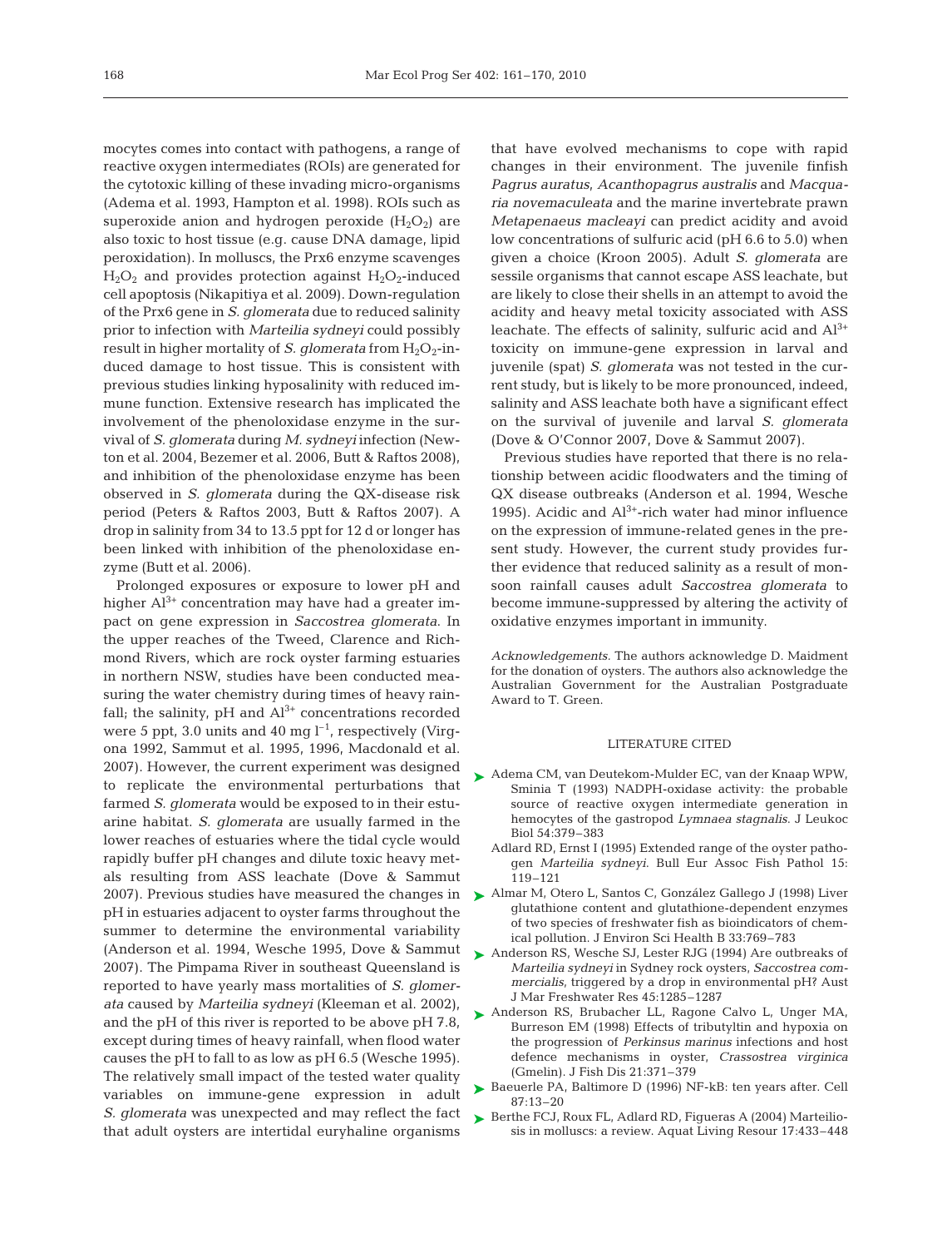mocytes comes into contact with pathogens, a range of reactive oxygen intermediates (ROIs) are generated for the cytotoxic killing of these invading micro-organisms (Adema et al. 1993, Hampton et al. 1998). ROIs such as superoxide anion and hydrogen peroxide ($H_2O_2$) are also toxic to host tissue (e.g. cause DNA damage, lipid peroxidation). In molluscs, the Prx6 enzyme scavenges $H_2O_2$ and provides protection against $H_2O_2$-induced cell apoptosis (Nikapitiya et al. 2009). Down-regulation of the Prx6 gene in *S. glomerata* due to reduced salinity prior to infection with *Marteilia sydneyi* could possibly result in higher mortality of *S. glomerata* from $H_2O_2$-induced damage to host tissue. This is consistent with previous studies linking hyposalinity with reduced immune function. Extensive research has implicated the involvement of the phenoloxidase enzyme in the survival of *S. glomerata* during *M. sydneyi* infection (Newton et al. 2004, Bezemer et al. 2006, Butt & Raftos 2008), and inhibition of the phenoloxidase enzyme has been observed in *S. glomerata* during the QX-disease risk period (Peters & Raftos 2003, Butt & Raftos 2007). A drop in salinity from 34 to 13.5 ppt for 12 d or longer has been linked with inhibition of the phenoloxidase enzyme (Butt et al. 2006).

Prolonged exposures or exposure to lower pH and higher $Al^{3+}$ concentration may have had a greater impact on gene expression in *Saccostrea glomerata*. In the upper reaches of the Tweed, Clarence and Richmond Rivers, which are rock oyster farming estuaries in northern NSW, studies have been conducted measuring the water chemistry during times of heavy rainfall; the salinity, pH and $Al^{3+}$ concentrations recorded were 5 ppt, 3.0 units and 40 mg $l^{-1}$, respectively (Virgona 1992, Sammut et al. 1995, 1996, Macdonald et al. 2007). However, the current experiment was designed to replicate the environmental perturbations that farmed *S. glomerata* would be exposed to in their estuarine habitat. *S. glomerata* are usually farmed in the lower reaches of estuaries where the tidal cycle would rapidly buffer pH changes and dilute toxic heavy metals resulting from ASS leachate (Dove & Sammut 2007). Previous studies have measured the changes in pH in estuaries adjacent to oyster farms throughout the summer to determine the environmental variability (Anderson et al. 1994, Wesche 1995, Dove & Sammut 2007). The Pimpama River in southeast Queensland is reported to have yearly mass mortalities of *S. glomerata* caused by *Marteilia sydneyi* (Kleeman et al. 2002), and the pH of this river is reported to be above pH 7.8, except during times of heavy rainfall, when flood water causes the pH to fall to as low as pH 6.5 (Wesche 1995). The relatively small impact of the tested water quality variables on immune-gene expression in adult *S. glomerata* was unexpected and may reflect the fact that adult oysters are intertidal euryhaline organisms that have evolved mechanisms to cope with rapid changes in their environment. The juvenile finfish *Pagrus auratus*, *Acanthopagrus australis* and *Macquaria novemaculeata* and the marine invertebrate prawn *Metapenaeus macleayi* can predict acidity and avoid low concentrations of sulfuric acid (pH 6.6 to 5.0) when given a choice (Kroon 2005). Adult *S. glomerata* are sessile organisms that cannot escape ASS leachate, but are likely to close their shells in an attempt to avoid the acidity and heavy metal toxicity associated with ASS leachate. The effects of salinity, sulfuric acid and $Al^{3+}$ toxicity on immune-gene expression in larval and juvenile (spat) *S. glomerata* was not tested in the current study, but is likely to be more pronounced, indeed, salinity and ASS leachate both have a significant effect on the survival of juvenile and larval *S. glomerata* (Dove & O'Connor 2007, Dove & Sammut 2007).

Previous studies have reported that there is no relationship between acidic floodwaters and the timing of QX disease outbreaks (Anderson et al. 1994, Wesche 1995). Acidic and $Al^{3+}$-rich water had minor influence on the expression of immune-related genes in the present study. However, the current study provides further evidence that reduced salinity as a result of monsoon rainfall causes adult *Saccostrea glomerata* to become immune-suppressed by altering the activity of oxidative enzymes important in immunity.

*Acknowledgements.* The authors acknowledge D. Maidment for the donation of oysters. The authors also acknowledge the Australian Government for the Australian Postgraduate Award to T. Green.

## LITERATURE CITED

- Adema CM, van Deutekom-Mulder EC, van der Knaap WPW, Sminia T (1993) NADPH-oxidase activity: the probable source of reactive oxygen intermediate generation in hemocytes of the gastropod *Lymnaea stagnalis*. J Leukoc Biol 54:379–383
- Adlard RD, Ernst I (1995) Extended range of the oyster pathogen *Marteilia sydneyi*. Bull Eur Assoc Fish Pathol 15: 119–121
- Almar M, Otero L, Santos C, González Gallego J (1998) Liver glutathione content and glutathione-dependent enzymes of two species of freshwater fish as bioindicators of chemical pollution. J Environ Sci Health B 33:769–783
- Anderson RS, Wesche SJ, Lester RJG (1994) Are outbreaks of *Marteilia sydneyi* in Sydney rock oysters, *Saccostrea commercialis*, triggered by a drop in environmental pH? Aust J Mar Freshwater Res 45:1285–1287
- Anderson RS, Brubacher LL, Ragone Calvo L, Unger MA, Burreson EM (1998) Effects of tributyltin and hypoxia on the progression of *Perkinsus marinus* infections and host defence mechanisms in oyster, *Crassostrea virginica* (Gmelin). J Fish Dis 21:371–379
- Baeuerle PA, Baltimore D (1996) NF-kB: ten years after. Cell 87:13–20
- Berthe FCJ, Roux FL, Adlard RD, Figueras A (2004) Marteiliosis in molluscs: a review. Aquat Living Resour 17:433–448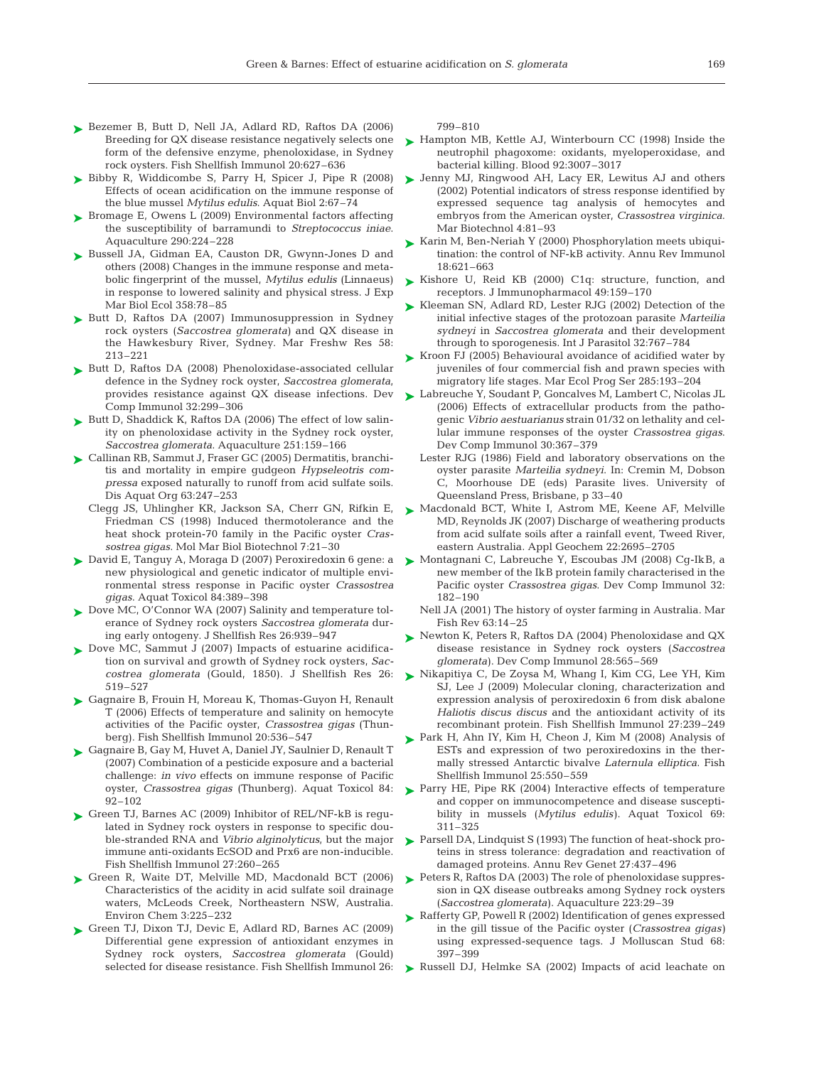Bezemer B, Butt D, Nell JA, Adlard RD, Raftos DA (2006) Breeding for QX disease resistance negatively selects one form of the defensive enzyme, phenoloxidase, in Sydney rock oysters. Fish Shellfish Immunol 20:627–636

Bibby R, Widdicombe S, Parry H, Spicer J, Pipe R (2008) Effects of ocean acidification on the immune response of the blue mussel *Mytilus edulis*. Aquat Biol 2:67–74

Bromage E, Owens L (2009) Environmental factors affecting the susceptibility of barramundi to *Streptococcus iniae*. Aquaculture 290:224–228

Bussell JA, Gidman EA, Causton DR, Gwynn-Jones D and others (2008) Changes in the immune response and metabolic fingerprint of the mussel, *Mytilus edulis* (Linnaeus) in response to lowered salinity and physical stress. J Exp Mar Biol Ecol 358:78–85

Butt D, Raftos DA (2007) Immunosuppression in Sydney rock oysters (*Saccostrea glomerata*) and QX disease in the Hawkesbury River, Sydney. Mar Freshw Res 58: 213–221

Butt D, Raftos DA (2008) Phenoloxidase-associated cellular defence in the Sydney rock oyster, *Saccostrea glomerata*, provides resistance against QX disease infections. Dev Comp Immunol 32:299–306

Butt D, Shaddick K, Raftos DA (2006) The effect of low salinity on phenoloxidase activity in the Sydney rock oyster, *Saccostrea glomerata*. Aquaculture 251:159–166

Callinan RB, Sammut J, Fraser GC (2005) Dermatitis, branchitis and mortality in empire gudgeon *Hypseleotris compressa* exposed naturally to runoff from acid sulfate soils. Dis Aquat Org 63:247–253

Clegg JS, Uhlingher KR, Jackson SA, Cherr GN, Rifkin E, Friedman CS (1998) Induced thermotolerance and the heat shock protein-70 family in the Pacific oyster *Crassostrea gigas*. Mol Mar Biol Biotechnol 7:21–30

David E, Tanguy A, Moraga D (2007) Peroxiredoxin 6 gene: a new physiological and genetic indicator of multiple environmental stress response in Pacific oyster *Crassostrea gigas*. Aquat Toxicol 84:389–398

Dove MC, O'Connor WA (2007) Salinity and temperature tolerance of Sydney rock oysters *Saccostrea glomerata* during early ontogeny. J Shellfish Res 26:939–947

Dove MC, Sammut J (2007) Impacts of estuarine acidification on survival and growth of Sydney rock oysters, *Saccostrea glomerata* (Gould, 1850). J Shellfish Res 26: 519–527

Gagnaire B, Frouin H, Moreau K, Thomas-Guyon H, Renault T (2006) Effects of temperature and salinity on hemocyte activities of the Pacific oyster, *Crassostrea gigas* (Thunberg). Fish Shellfish Immunol 20:536–547

Gagnaire B, Gay M, Huvet A, Daniel JY, Saulnier D, Renault T (2007) Combination of a pesticide exposure and a bacterial challenge: *in vivo* effects on immune response of Pacific oyster, *Crassostrea gigas* (Thunberg). Aquat Toxicol 84: 92–102

Green TJ, Barnes AC (2009) Inhibitor of REL/NF-kB is regulated in Sydney rock oysters in response to specific double-stranded RNA and *Vibrio alginolyticus*, but the major immune anti-oxidants EcSOD and Prx6 are non-inducible. Fish Shellfish Immunol 27:260–265

Green R, Waite DT, Melville MD, Macdonald BCT (2006) Characteristics of the acidity in acid sulfate soil drainage waters, McLeods Creek, Northeastern NSW, Australia. Environ Chem 3:225–232

Green TJ, Dixon TJ, Devic E, Adlard RD, Barnes AC (2009) Differential gene expression of antioxidant enzymes in Sydney rock oysters, *Saccostrea glomerata* (Gould) selected for disease resistance. Fish Shellfish Immunol 26: 799–810

Hampton MB, Kettle AJ, Winterbourn CC (1998) Inside the neutrophil phagozome: oxidants, myeloperoxidase, and bacterial killing. Blood 92:3007–3017

Jenny MJ, Ringwood AH, Lacy ER, Lewitus AJ and others (2002) Potential indicators of stress response identified by expressed sequence tag analysis of hemocytes and embryos from the American oyster, *Crassostrea virginica*. Mar Biotechnol 4:81–93

Karin M, Ben-Neriah Y (2000) Phosphorylation meets ubiquitination: the control of NF-kB activity. Annu Rev Immunol 18:621–663

Kishore U, Reid KB (2000) C1q: structure, function, and receptors. J Immunopharmacol 49:159–170

Kleeman SN, Adlard RD, Lester RJG (2002) Detection of the initial infective stages of the protozoan parasite *Marteilia sydneyi* in *Saccostrea glomerata* and their development through to sporogenesis. Int J Parasitol 32:767–784

Kroon FJ (2005) Behavioural avoidance of acidified water by juveniles of four commercial fish and prawn species with migratory life stages. Mar Ecol Prog Ser 285:193–204

Labreuche Y, Soudant P, Goncalves M, Lambert C, Nicolas JL (2006) Effects of extracellular products from the pathogenic *Vibrio aestuarianus* strain 01/32 on lethality and cellular immune responses of the oyster *Crassostrea gigas*. Dev Comp Immunol 30:367–379

Lester RJG (1986) Field and laboratory observations on the oyster parasite *Marteilia sydneyi*. In: Cremin M, Dobson C, Moorhouse DE (eds) Parasite lives. University of Queensland Press, Brisbane, p 33–40

Macdonald BCT, White I, Astrom ME, Keene AF, Melville MD, Reynolds JK (2007) Discharge of weathering products from acid sulfate soils after a rainfall event, Tweed River, eastern Australia. Appl Geochem 22:2695–2705

Montagnani C, Labreuche Y, Escoubas JM (2008) Cg-IkB, a new member of the IkB protein family characterised in the Pacific oyster *Crassostrea gigas*. Dev Comp Immunol 32: 182–190

Nell JA (2001) The history of oyster farming in Australia. Mar Fish Rev 63:14–25

Newton K, Peters R, Raftos DA (2004) Phenoloxidase and QX disease resistance in Sydney rock oysters (*Saccostrea glomerata*). Dev Comp Immunol 28:565–569

Nikapitiya C, De Zoysa M, Whang I, Kim CG, Lee YH, Kim SJ, Lee J (2009) Molecular cloning, characterization and expression analysis of peroxiredoxin 6 from disk abalone *Haliotis discus discus* and the antioxidant activity of its recombinant protein. Fish Shellfish Immunol 27:239–249

Park H, Ahn IY, Kim H, Cheon J, Kim M (2008) Analysis of ESTs and expression of two peroxiredoxins in the thermally stressed Antarctic bivalve *Laternula elliptica*. Fish Shellfish Immunol 25:550–559

Parry HE, Pipe RK (2004) Interactive effects of temperature and copper on immunocompetence and disease susceptibility in mussels (*Mytilus edulis*). Aquat Toxicol 69: 311–325

Parsell DA, Lindquist S (1993) The function of heat-shock proteins in stress tolerance: degradation and reactivation of damaged proteins. Annu Rev Genet 27:437–496

Peters R, Raftos DA (2003) The role of phenoloxidase suppression in QX disease outbreaks among Sydney rock oysters (*Saccostrea glomerata*). Aquaculture 223:29–39

Rafferty GP, Powell R (2002) Identification of genes expressed in the gill tissue of the Pacific oyster (*Crassostrea gigas*) using expressed-sequence tags. J Molluscan Stud 68: 397–399

Russell DJ, Helmke SA (2002) Impacts of acid leachate on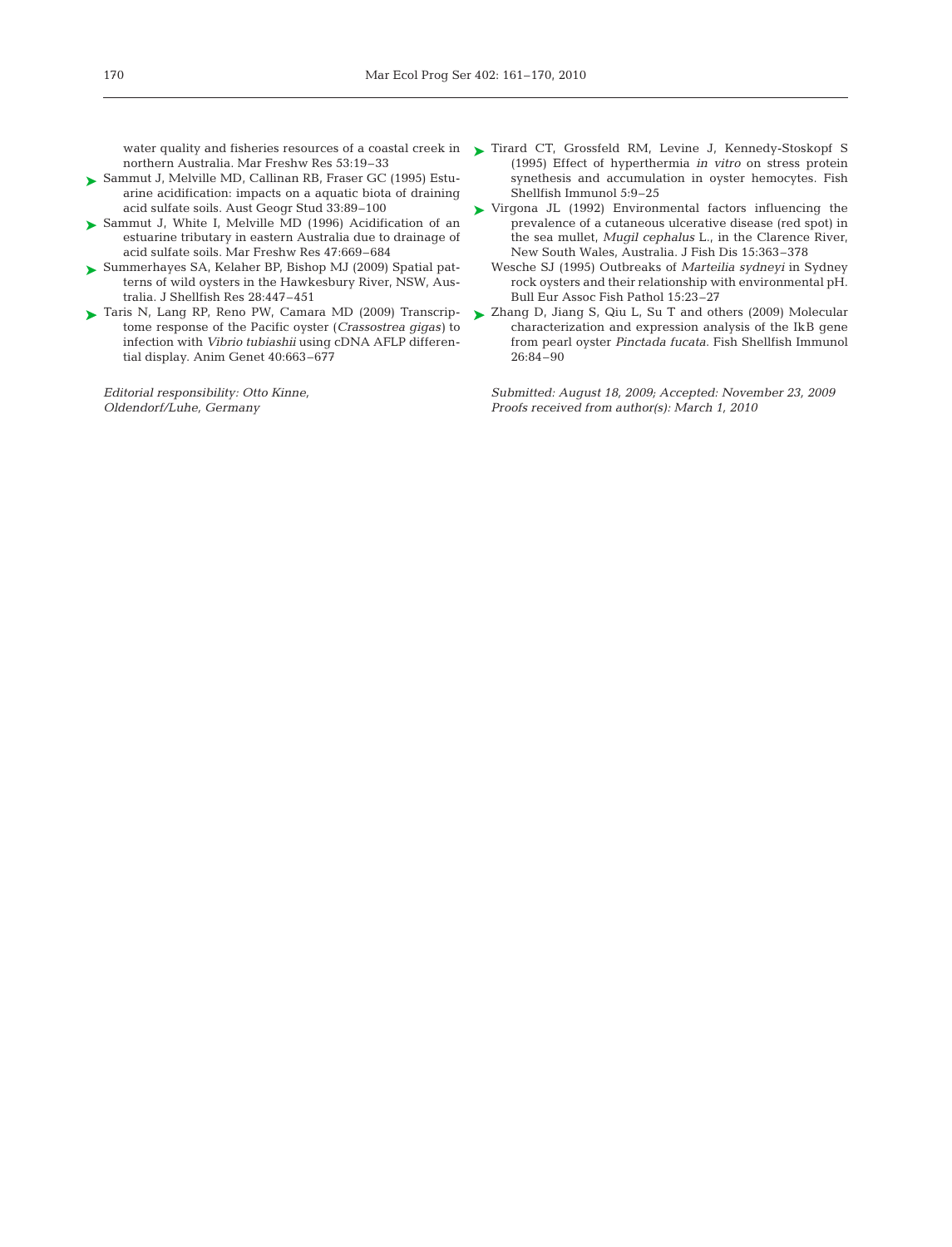water quality and fisheries resources of a coastal creek in northern Australia. Mar Freshw Res 53:19–33

Sammut J, Melville MD, Callinan RB, Fraser GC (1995) Estuarine acidification: impacts on a aquatic biota of draining acid sulfate soils. Aust Geogr Stud 33:89–100

Sammut J, White I, Melville MD (1996) Acidification of an estuarine tributary in eastern Australia due to drainage of acid sulfate soils. Mar Freshw Res 47:669–684

Summerhayes SA, Kelaher BP, Bishop MJ (2009) Spatial patterns of wild oysters in the Hawkesbury River, NSW, Australia. J Shellfish Res 28:447–451

Taris N, Lang RP, Reno PW, Camara MD (2009) Transcriptome response of the Pacific oyster (*Crassostrea gigas*) to infection with *Vibrio tubiashii* using cDNA AFLP differential display. Anim Genet 40:663–677

Tirard CT, Grossfeld RM, Levine J, Kennedy-Stoskopf S (1995) Effect of hyperthermia *in vitro* on stress protein synthesis and accumulation in oyster hemocytes. Fish Shellfish Immunol 5:9–25

Virgona JL (1992) Environmental factors influencing the prevalence of a cutaneous ulcerative disease (red spot) in the sea mullet, *Mugil cephalus* L., in the Clarence River, New South Wales, Australia. J Fish Dis 15:363–378

Wesche SJ (1995) Outbreaks of *Marteilia sydneyi* in Sydney rock oysters and their relationship with environmental pH. Bull Eur Assoc Fish Pathol 15:23–27

Zhang D, Jiang S, Qiu L, Su T and others (2009) Molecular characterization and expression analysis of the IκB gene from pearl oyster *Pinctada fucata*. Fish Shellfish Immunol 26:84–90

*Editorial responsibility: Otto Kinne, Oldendorf/Luhe, Germany*

*Submitted: August 18, 2009; Accepted: November 23, 2009*
*Proofs received from author(s): March 1, 2010*